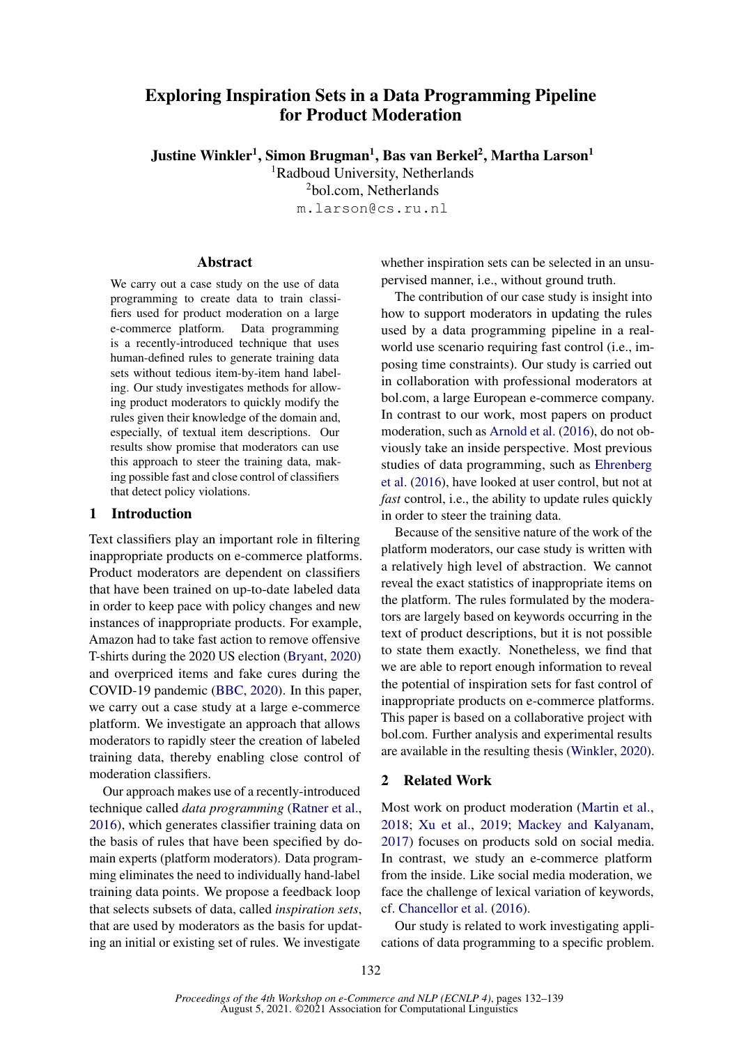# Exploring Inspiration Sets in a Data Programming Pipeline for Product Moderation

**Justine Winkler[1], Simon Brugman[1], Bas van Berkel[2], Martha Larson[1]**

[1]Radboud University, Netherlands
[2]bol.com, Netherlands
m.larson@cs.ru.nl

## Abstract

We carry out a case study on the use of data programming to create data to train classifiers used for product moderation on a large e-commerce platform. Data programming is a recently-introduced technique that uses human-defined rules to generate training data sets without tedious item-by-item hand labeling. Our study investigates methods for allowing product moderators to quickly modify the rules given their knowledge of the domain and, especially, of textual item descriptions. Our results show promise that moderators can use this approach to steer the training data, making possible fast and close control of classifiers that detect policy violations.

## 1 Introduction

Text classifiers play an important role in filtering inappropriate products on e-commerce platforms. Product moderators are dependent on classifiers that have been trained on up-to-date labeled data in order to keep pace with policy changes and new instances of inappropriate products. For example, Amazon had to take fast action to remove offensive T-shirts during the 2020 US election (Bryant, 2020) and overpriced items and fake cures during the COVID-19 pandemic (BBC, 2020). In this paper, we carry out a case study at a large e-commerce platform. We investigate an approach that allows moderators to rapidly steer the creation of labeled training data, thereby enabling close control of moderation classifiers.

Our approach makes use of a recently-introduced technique called *data programming* (Ratner et al., 2016), which generates classifier training data on the basis of rules that have been specified by domain experts (platform moderators). Data programming eliminates the need to individually hand-label training data points. We propose a feedback loop that selects subsets of data, called *inspiration sets*, that are used by moderators as the basis for updating an initial or existing set of rules. We investigate whether inspiration sets can be selected in an unsupervised manner, i.e., without ground truth.

The contribution of our case study is insight into how to support moderators in updating the rules used by a data programming pipeline in a real-world use scenario requiring fast control (i.e., imposing time constraints). Our study is carried out in collaboration with professional moderators at bol.com, a large European e-commerce company. In contrast to our work, most papers on product moderation, such as Arnold et al. (2016), do not obviously take an inside perspective. Most previous studies of data programming, such as Ehrenberg et al. (2016), have looked at user control, but not at *fast* control, i.e., the ability to update rules quickly in order to steer the training data.

Because of the sensitive nature of the work of the platform moderators, our case study is written with a relatively high level of abstraction. We cannot reveal the exact statistics of inappropriate items on the platform. The rules formulated by the moderators are largely based on keywords occurring in the text of product descriptions, but it is not possible to state them exactly. Nonetheless, we find that we are able to report enough information to reveal the potential of inspiration sets for fast control of inappropriate products on e-commerce platforms. This paper is based on a collaborative project with bol.com. Further analysis and experimental results are available in the resulting thesis (Winkler, 2020).

## 2 Related Work

Most work on product moderation (Martin et al., 2018; Xu et al., 2019; Mackey and Kalyanam, 2017) focuses on products sold on social media. In contrast, we study an e-commerce platform from the inside. Like social media moderation, we face the challenge of lexical variation of keywords, cf. Chancellor et al. (2016).

Our study is related to work investigating applications of data programming to a specific problem.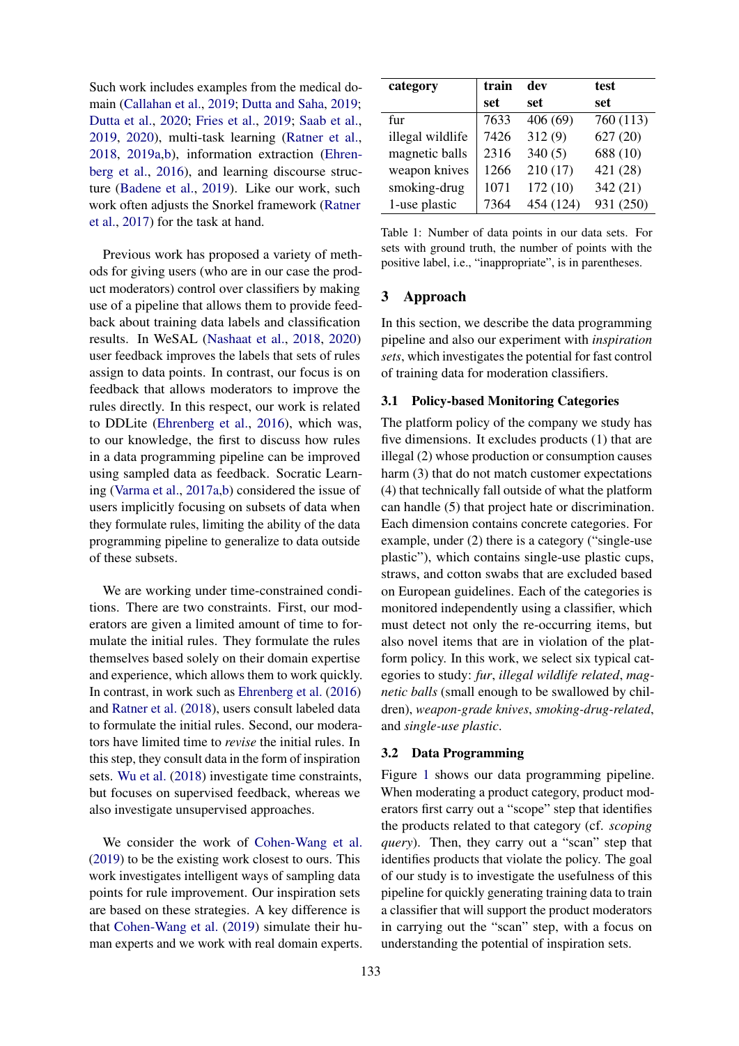Such work includes examples from the medical domain (Callahan et al., 2019; Dutta and Saha, 2019; Dutta et al., 2020; Fries et al., 2019; Saab et al., 2019, 2020), multi-task learning (Ratner et al., 2018, 2019a,b), information extraction (Ehrenberg et al., 2016), and learning discourse structure (Badene et al., 2019). Like our work, such work often adjusts the Snorkel framework (Ratner et al., 2017) for the task at hand.

Previous work has proposed a variety of methods for giving users (who are in our case the product moderators) control over classifiers by making use of a pipeline that allows them to provide feedback about training data labels and classification results. In WeSAL (Nashaat et al., 2018, 2020) user feedback improves the labels that sets of rules assign to data points. In contrast, our focus is on feedback that allows moderators to improve the rules directly. In this respect, our work is related to DDLite (Ehrenberg et al., 2016), which was, to our knowledge, the first to discuss how rules in a data programming pipeline can be improved using sampled data as feedback. Socratic Learning (Varma et al., 2017a,b) considered the issue of users implicitly focusing on subsets of data when they formulate rules, limiting the ability of the data programming pipeline to generalize to data outside of these subsets.

We are working under time-constrained conditions. There are two constraints. First, our moderators are given a limited amount of time to formulate the initial rules. They formulate the rules themselves based solely on their domain expertise and experience, which allows them to work quickly. In contrast, in work such as Ehrenberg et al. (2016) and Ratner et al. (2018), users consult labeled data to formulate the initial rules. Second, our moderators have limited time to *revise* the initial rules. In this step, they consult data in the form of inspiration sets. Wu et al. (2018) investigate time constraints, but focuses on supervised feedback, whereas we also investigate unsupervised approaches.

We consider the work of Cohen-Wang et al. (2019) to be the existing work closest to ours. This work investigates intelligent ways of sampling data points for rule improvement. Our inspiration sets are based on these strategies. A key difference is that Cohen-Wang et al. (2019) simulate their human experts and we work with real domain experts.

| category | train set | dev set | test set |
|---|---|---|---|
| fur | 7633 | 406 (69) | 760 (113) |
| illegal wildlife | 7426 | 312 (9) | 627 (20) |
| magnetic balls | 2316 | 340 (5) | 688 (10) |
| weapon knives | 1266 | 210 (17) | 421 (28) |
| smoking-drug | 1071 | 172 (10) | 342 (21) |
| 1-use plastic | 7364 | 454 (124) | 931 (250) |

Table 1: Number of data points in our data sets. For sets with ground truth, the number of points with the positive label, i.e., "inappropriate", is in parentheses.

## 3 Approach

In this section, we describe the data programming pipeline and also our experiment with *inspiration sets*, which investigates the potential for fast control of training data for moderation classifiers.

### 3.1 Policy-based Monitoring Categories

The platform policy of the company we study has five dimensions. It excludes products (1) that are illegal (2) whose production or consumption causes harm (3) that do not match customer expectations (4) that technically fall outside of what the platform can handle (5) that project hate or discrimination. Each dimension contains concrete categories. For example, under (2) there is a category ("single-use plastic"), which contains single-use plastic cups, straws, and cotton swabs that are excluded based on European guidelines. Each of the categories is monitored independently using a classifier, which must detect not only the re-occurring items, but also novel items that are in violation of the platform policy. In this work, we select six typical categories to study: *fur*, *illegal wildlife related*, *magnetic balls* (small enough to be swallowed by children), *weapon-grade knives*, *smoking-drug-related*, and *single-use plastic*.

### 3.2 Data Programming

Figure 1 shows our data programming pipeline. When moderating a product category, product moderators first carry out a "scope" step that identifies the products related to that category (cf. *scoping query*). Then, they carry out a "scan" step that identifies products that violate the policy. The goal of our study is to investigate the usefulness of this pipeline for quickly generating training data to train a classifier that will support the product moderators in carrying out the "scan" step, with a focus on understanding the potential of inspiration sets.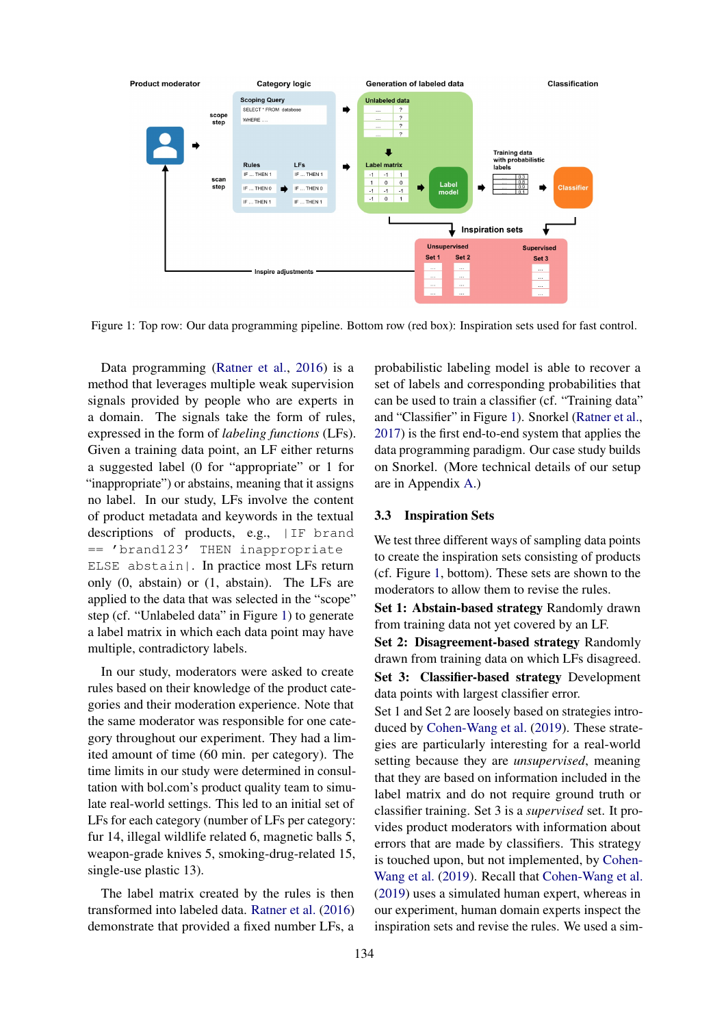Figure 1: Top row: Our data programming pipeline. Bottom row (red box): Inspiration sets used for fast control.

Data programming (Ratner et al., 2016) is a method that leverages multiple weak supervision signals provided by people who are experts in a domain. The signals take the form of rules, expressed in the form of *labeling functions* (LFs). Given a training data point, an LF either returns a suggested label (0 for "appropriate" or 1 for "inappropriate") or abstains, meaning that it assigns no label. In our study, LFs involve the content of product metadata and keywords in the textual descriptions of products, e.g., `|IF brand == 'brand123' THEN inappropriate ELSE abstain|`. In practice most LFs return only (0, abstain) or (1, abstain). The LFs are applied to the data that was selected in the "scope" step (cf. "Unlabeled data" in Figure 1) to generate a label matrix in which each data point may have multiple, contradictory labels.

In our study, moderators were asked to create rules based on their knowledge of the product categories and their moderation experience. Note that the same moderator was responsible for one category throughout our experiment. They had a limited amount of time (60 min. per category). The time limits in our study were determined in consultation with bol.com's product quality team to simulate real-world settings. This led to an initial set of LFs for each category (number of LFs per category: fur 14, illegal wildlife related 6, magnetic balls 5, weapon-grade knives 5, smoking-drug-related 15, single-use plastic 13).

The label matrix created by the rules is then transformed into labeled data. Ratner et al. (2016) demonstrate that provided a fixed number LFs, a probabilistic labeling model is able to recover a set of labels and corresponding probabilities that can be used to train a classifier (cf. "Training data" and "Classifier" in Figure 1). Snorkel (Ratner et al., 2017) is the first end-to-end system that applies the data programming paradigm. Our case study builds on Snorkel. (More technical details of our setup are in Appendix A.)

### 3.3 Inspiration Sets

We test three different ways of sampling data points to create the inspiration sets consisting of products (cf. Figure 1, bottom). These sets are shown to the moderators to allow them to revise the rules.

**Set 1: Abstain-based strategy** Randomly drawn from training data not yet covered by an LF.

**Set 2: Disagreement-based strategy** Randomly drawn from training data on which LFs disagreed.

**Set 3: Classifier-based strategy** Development data points with largest classifier error.

Set 1 and Set 2 are loosely based on strategies introduced by Cohen-Wang et al. (2019). These strategies are particularly interesting for a real-world setting because they are *unsupervised*, meaning that they are based on information included in the label matrix and do not require ground truth or classifier training. Set 3 is a *supervised* set. It provides product moderators with information about errors that are made by classifiers. This strategy is touched upon, but not implemented, by Cohen-Wang et al. (2019). Recall that Cohen-Wang et al. (2019) uses a simulated human expert, whereas in our experiment, human domain experts inspect the inspiration sets and revise the rules. We used a sim-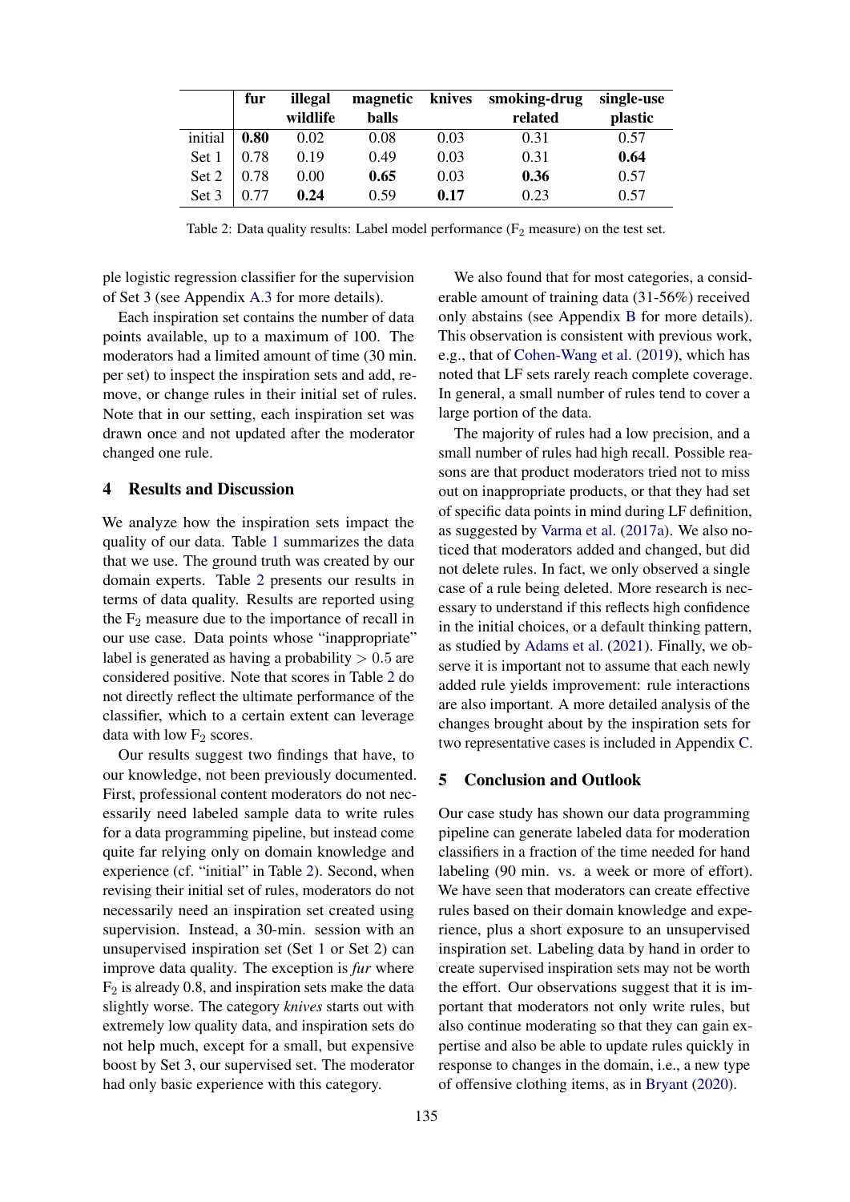| | fur | illegal wildlife | magnetic balls | knives | smoking-drug related | single-use plastic |
|---|---|---|---|---|---|---|
| initial | **0.80** | 0.02 | 0.08 | 0.03 | 0.31 | 0.57 |
| Set 1 | 0.78 | 0.19 | 0.49 | 0.03 | 0.31 | **0.64** |
| Set 2 | 0.78 | 0.00 | **0.65** | 0.03 | **0.36** | 0.57 |
| Set 3 | 0.77 | **0.24** | 0.59 | **0.17** | 0.23 | 0.57 |

Table 2: Data quality results: Label model performance ($F_2$ measure) on the test set.

ple logistic regression classifier for the supervision of Set 3 (see Appendix A.3 for more details).

Each inspiration set contains the number of data points available, up to a maximum of 100. The moderators had a limited amount of time (30 min. per set) to inspect the inspiration sets and add, remove, or change rules in their initial set of rules. Note that in our setting, each inspiration set was drawn once and not updated after the moderator changed one rule.

## 4 Results and Discussion

We analyze how the inspiration sets impact the quality of our data. Table 1 summarizes the data that we use. The ground truth was created by our domain experts. Table 2 presents our results in terms of data quality. Results are reported using the $F_2$ measure due to the importance of recall in our use case. Data points whose "inappropriate" label is generated as having a probability $> 0.5$ are considered positive. Note that scores in Table 2 do not directly reflect the ultimate performance of the classifier, which to a certain extent can leverage data with low $F_2$ scores.

Our results suggest two findings that have, to our knowledge, not been previously documented. First, professional content moderators do not necessarily need labeled sample data to write rules for a data programming pipeline, but instead come quite far relying only on domain knowledge and experience (cf. "initial" in Table 2). Second, when revising their initial set of rules, moderators do not necessarily need an inspiration set created using supervision. Instead, a 30-min. session with an unsupervised inspiration set (Set 1 or Set 2) can improve data quality. The exception is *fur* where $F_2$ is already 0.8, and inspiration sets make the data slightly worse. The category *knives* starts out with extremely low quality data, and inspiration sets do not help much, except for a small, but expensive boost by Set 3, our supervised set. The moderator had only basic experience with this category.

We also found that for most categories, a considerable amount of training data (31-56%) received only abstains (see Appendix B for more details). This observation is consistent with previous work, e.g., that of Cohen-Wang et al. (2019), which has noted that LF sets rarely reach complete coverage. In general, a small number of rules tend to cover a large portion of the data.

The majority of rules had a low precision, and a small number of rules had high recall. Possible reasons are that product moderators tried not to miss out on inappropriate products, or that they had set of specific data points in mind during LF definition, as suggested by Varma et al. (2017a). We also noticed that moderators added and changed, but did not delete rules. In fact, we only observed a single case of a rule being deleted. More research is necessary to understand if this reflects high confidence in the initial choices, or a default thinking pattern, as studied by Adams et al. (2021). Finally, we observe it is important not to assume that each newly added rule yields improvement: rule interactions are also important. A more detailed analysis of the changes brought about by the inspiration sets for two representative cases is included in Appendix C.

## 5 Conclusion and Outlook

Our case study has shown our data programming pipeline can generate labeled data for moderation classifiers in a fraction of the time needed for hand labeling (90 min. vs. a week or more of effort). We have seen that moderators can create effective rules based on their domain knowledge and experience, plus a short exposure to an unsupervised inspiration set. Labeling data by hand in order to create supervised inspiration sets may not be worth the effort. Our observations suggest that it is important that moderators not only write rules, but also continue moderating so that they can gain expertise and also be able to update rules quickly in response to changes in the domain, i.e., a new type of offensive clothing items, as in Bryant (2020).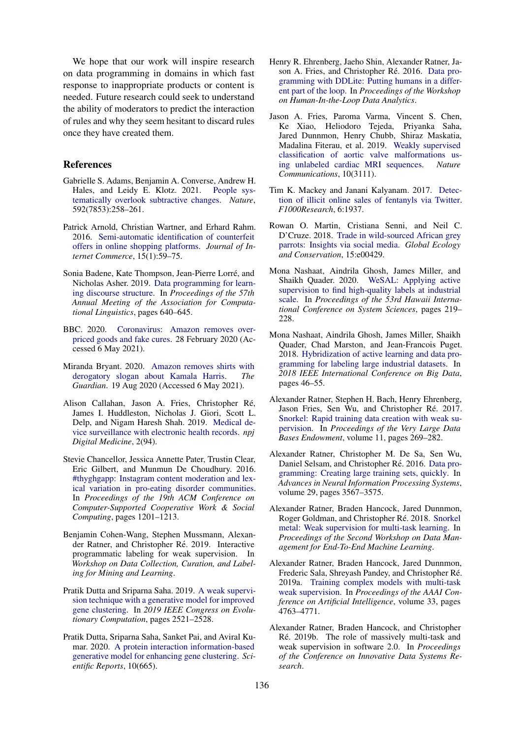We hope that our work will inspire research on data programming in domains in which fast response to inappropriate products or content is needed. Future research could seek to understand the ability of moderators to predict the interaction of rules and why they seem hesitant to discard rules once they have created them.

## References

Gabrielle S. Adams, Benjamin A. Converse, Andrew H. Hales, and Leidy E. Klotz. 2021. People systematically overlook subtractive changes. *Nature*, 592(7853):258–261.

Patrick Arnold, Christian Wartner, and Erhard Rahm. 2016. Semi-automatic identification of counterfeit offers in online shopping platforms. *Journal of Internet Commerce*, 15(1):59–75.

Sonia Badene, Kate Thompson, Jean-Pierre Lorré, and Nicholas Asher. 2019. Data programming for learning discourse structure. In *Proceedings of the 57th Annual Meeting of the Association for Computational Linguistics*, pages 640–645.

BBC. 2020. Coronavirus: Amazon removes overpriced goods and fake cures. 28 February 2020 (Accessed 6 May 2021).

Miranda Bryant. 2020. Amazon removes shirts with derogatory slogan about Kamala Harris. *The Guardian*. 19 Aug 2020 (Accessed 6 May 2021).

Alison Callahan, Jason A. Fries, Christopher Ré, James I. Huddleston, Nicholas J. Giori, Scott L. Delp, and Nigam Haresh Shah. 2019. Medical device surveillance with electronic health records. *npj Digital Medicine*, 2(94).

Stevie Chancellor, Jessica Annette Pater, Trustin Clear, Eric Gilbert, and Munmun De Choudhury. 2016. #thyghgapp: Instagram content moderation and lexical variation in pro-eating disorder communities. In *Proceedings of the 19th ACM Conference on Computer-Supported Cooperative Work & Social Computing*, pages 1201–1213.

Benjamin Cohen-Wang, Stephen Mussmann, Alexander Ratner, and Christopher Ré. 2019. Interactive programmatic labeling for weak supervision. In *Workshop on Data Collection, Curation, and Labeling for Mining and Learning*.

Pratik Dutta and Sriparna Saha. 2019. A weak supervision technique with a generative model for improved gene clustering. In *2019 IEEE Congress on Evolutionary Computation*, pages 2521–2528.

Pratik Dutta, Sriparna Saha, Sanket Pai, and Aviral Kumar. 2020. A protein interaction information-based generative model for enhancing gene clustering. *Scientific Reports*, 10(665).

Henry R. Ehrenberg, Jaeho Shin, Alexander Ratner, Jason A. Fries, and Christopher Ré. 2016. Data programming with DDLite: Putting humans in a different part of the loop. In *Proceedings of the Workshop on Human-In-the-Loop Data Analytics*.

Jason A. Fries, Paroma Varma, Vincent S. Chen, Ke Xiao, Heliodoro Tejeda, Priyanka Saha, Jared Dunnmon, Henry Chubb, Shiraz Maskatia, Madalina Fiterau, et al. 2019. Weakly supervised classification of aortic valve malformations using unlabeled cardiac MRI sequences. *Nature Communications*, 10(3111).

Tim K. Mackey and Janani Kalyanam. 2017. Detection of illicit online sales of fentanyls via Twitter. *F1000Research*, 6:1937.

Rowan O. Martin, Cristiana Senni, and Neil C. D'Cruze. 2018. Trade in wild-sourced African grey parrots: Insights via social media. *Global Ecology and Conservation*, 15:e00429.

Mona Nashaat, Aindrila Ghosh, James Miller, and Shaikh Quader. 2020. WeSAL: Applying active supervision to find high-quality labels at industrial scale. In *Proceedings of the 53rd Hawaii International Conference on System Sciences*, pages 219–228.

Mona Nashaat, Aindrila Ghosh, James Miller, Shaikh Quader, Chad Marston, and Jean-Francois Puget. 2018. Hybridization of active learning and data programming for labeling large industrial datasets. In *2018 IEEE International Conference on Big Data*, pages 46–55.

Alexander Ratner, Stephen H. Bach, Henry Ehrenberg, Jason Fries, Sen Wu, and Christopher Ré. 2017. Snorkel: Rapid training data creation with weak supervision. In *Proceedings of the Very Large Data Bases Endowment*, volume 11, pages 269–282.

Alexander Ratner, Christopher M. De Sa, Sen Wu, Daniel Selsam, and Christopher Ré. 2016. Data programming: Creating large training sets, quickly. In *Advances in Neural Information Processing Systems*, volume 29, pages 3567–3575.

Alexander Ratner, Braden Hancock, Jared Dunnmon, Roger Goldman, and Christopher Ré. 2018. Snorkel metal: Weak supervision for multi-task learning. In *Proceedings of the Second Workshop on Data Management for End-To-End Machine Learning*.

Alexander Ratner, Braden Hancock, Jared Dunnmon, Frederic Sala, Shreyash Pandey, and Christopher Ré. 2019a. Training complex models with multi-task weak supervision. In *Proceedings of the AAAI Conference on Artificial Intelligence*, volume 33, pages 4763–4771.

Alexander Ratner, Braden Hancock, and Christopher Ré. 2019b. The role of massively multi-task and weak supervision in software 2.0. In *Proceedings of the Conference on Innovative Data Systems Research*.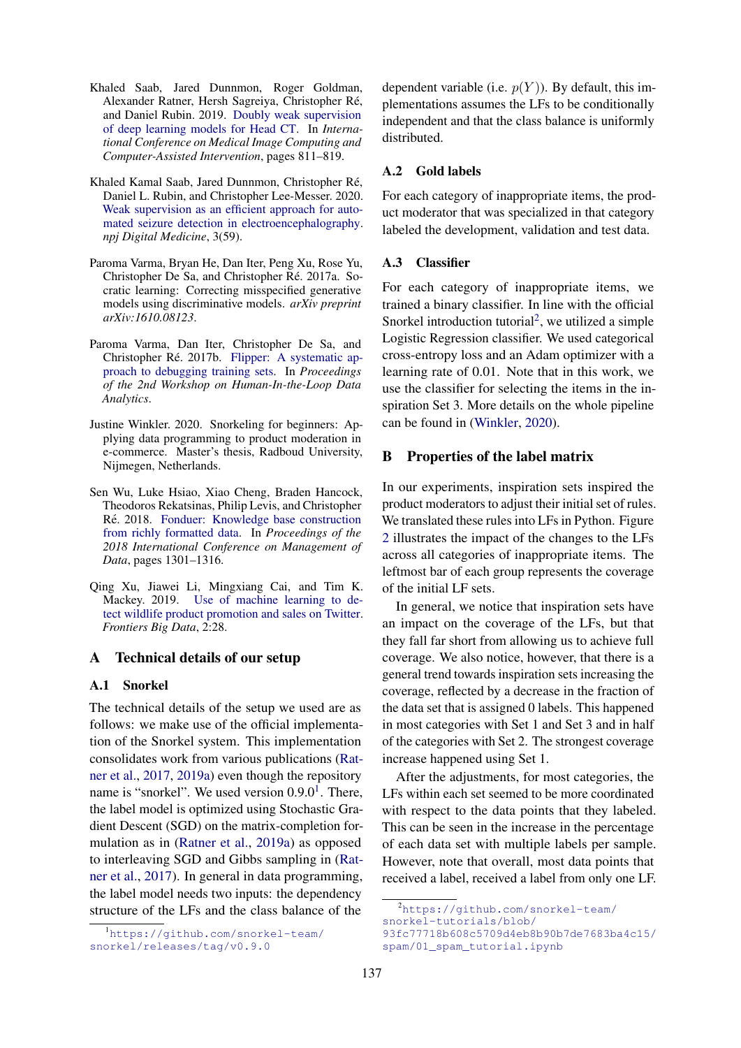Khaled Saab, Jared Dunnmon, Roger Goldman, Alexander Ratner, Hersh Sagreiya, Christopher Ré, and Daniel Rubin. 2019. Doubly weak supervision of deep learning models for Head CT. In *International Conference on Medical Image Computing and Computer-Assisted Intervention*, pages 811–819.

Khaled Kamal Saab, Jared Dunnmon, Christopher Ré, Daniel L. Rubin, and Christopher Lee-Messer. 2020. Weak supervision as an efficient approach for automated seizure detection in electroencephalography. *npj Digital Medicine*, 3(59).

Paroma Varma, Bryan He, Dan Iter, Peng Xu, Rose Yu, Christopher De Sa, and Christopher Ré. 2017a. Socratic learning: Correcting misspecified generative models using discriminative models. *arXiv preprint arXiv:1610.08123*.

Paroma Varma, Dan Iter, Christopher De Sa, and Christopher Ré. 2017b. Flipper: A systematic approach to debugging training sets. In *Proceedings of the 2nd Workshop on Human-In-the-Loop Data Analytics*.

Justine Winkler. 2020. Snorkeling for beginners: Applying data programming to product moderation in e-commerce. Master's thesis, Radboud University, Nijmegen, Netherlands.

Sen Wu, Luke Hsiao, Xiao Cheng, Braden Hancock, Theodoros Rekatsinas, Philip Levis, and Christopher Ré. 2018. Fonduer: Knowledge base construction from richly formatted data. In *Proceedings of the 2018 International Conference on Management of Data*, pages 1301–1316.

Qing Xu, Jiawei Li, Mingxiang Cai, and Tim K. Mackey. 2019. Use of machine learning to detect wildlife product promotion and sales on Twitter. *Frontiers Big Data*, 2:28.

## A Technical details of our setup

### A.1 Snorkel

The technical details of the setup we used are as follows: we make use of the official implementation of the Snorkel system. This implementation consolidates work from various publications (Ratner et al., 2017, 2019a) even though the repository name is "snorkel". We used version 0.9.0[1]. There, the label model is optimized using Stochastic Gradient Descent (SGD) on the matrix-completion formulation as in (Ratner et al., 2019a) as opposed to interleaving SGD and Gibbs sampling in (Ratner et al., 2017). In general in data programming, the label model needs two inputs: the dependency structure of the LFs and the class balance of the dependent variable (i.e. $p(Y)$). By default, this implementations assumes the LFs to be conditionally independent and that the class balance is uniformly distributed.

[1] https://github.com/snorkel-team/snorkel/releases/tag/v0.9.0

### A.2 Gold labels

For each category of inappropriate items, the product moderator that was specialized in that category labeled the development, validation and test data.

### A.3 Classifier

For each category of inappropriate items, we trained a binary classifier. In line with the official Snorkel introduction tutorial[2], we utilized a simple Logistic Regression classifier. We used categorical cross-entropy loss and an Adam optimizer with a learning rate of 0.01. Note that in this work, we use the classifier for selecting the items in the inspiration Set 3. More details on the whole pipeline can be found in (Winkler, 2020).

[2] https://github.com/snorkel-team/snorkel-tutorials/blob/93fc77718b608c5709d4eb8b90b7de7683ba4c15/spam/01_spam_tutorial.ipynb

## B Properties of the label matrix

In our experiments, inspiration sets inspired the product moderators to adjust their initial set of rules. We translated these rules into LFs in Python. Figure 2 illustrates the impact of the changes to the LFs across all categories of inappropriate items. The leftmost bar of each group represents the coverage of the initial LF sets.

In general, we notice that inspiration sets have an impact on the coverage of the LFs, but that they fall far short from allowing us to achieve full coverage. We also notice, however, that there is a general trend towards inspiration sets increasing the coverage, reflected by a decrease in the fraction of the data set that is assigned 0 labels. This happened in most categories with Set 1 and Set 3 and in half of the categories with Set 2. The strongest coverage increase happened using Set 1.

After the adjustments, for most categories, the LFs within each set seemed to be more coordinated with respect to the data points that they labeled. This can be seen in the increase in the percentage of each data set with multiple labels per sample. However, note that overall, most data points that received a label, received a label from only one LF.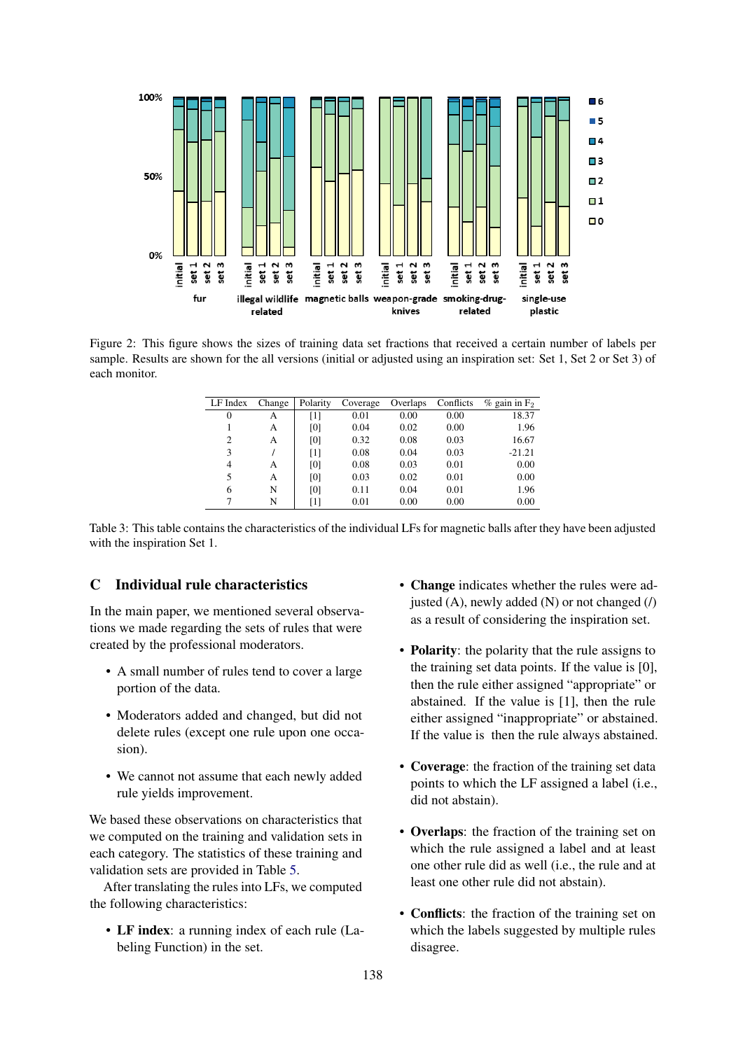Figure 2: This figure shows the sizes of training data set fractions that received a certain number of labels per sample. Results are shown for the all versions (initial or adjusted using an inspiration set: Set 1, Set 2 or Set 3) of each monitor.

| LF Index | Change | Polarity | Coverage | Overlaps | Conflicts | % gain in $F_2$ |
|---|---|---|---|---|---|---|
| 0 | A | [1] | 0.01 | 0.00 | 0.00 | 18.37 |
| 1 | A | [0] | 0.04 | 0.02 | 0.00 | 1.96 |
| 2 | A | [0] | 0.32 | 0.08 | 0.03 | 16.67 |
| 3 | / | [1] | 0.08 | 0.04 | 0.03 | -21.21 |
| 4 | A | [0] | 0.08 | 0.03 | 0.01 | 0.00 |
| 5 | A | [0] | 0.03 | 0.02 | 0.01 | 0.00 |
| 6 | N | [0] | 0.11 | 0.04 | 0.01 | 1.96 |
| 7 | N | [1] | 0.01 | 0.00 | 0.00 | 0.00 |

Table 3: This table contains the characteristics of the individual LFs for magnetic balls after they have been adjusted with the inspiration Set 1.

## C Individual rule characteristics

In the main paper, we mentioned several observations we made regarding the sets of rules that were created by the professional moderators.

- A small number of rules tend to cover a large portion of the data.
- Moderators added and changed, but did not delete rules (except one rule upon one occasion).
- We cannot not assume that each newly added rule yields improvement.

We based these observations on characteristics that we computed on the training and validation sets in each category. The statistics of these training and validation sets are provided in Table 5.

After translating the rules into LFs, we computed the following characteristics:

- **LF index**: a running index of each rule (Labeling Function) in the set.
- **Change** indicates whether the rules were adjusted (A), newly added (N) or not changed (/) as a result of considering the inspiration set.
- **Polarity**: the polarity that the rule assigns to the training set data points. If the value is [0], then the rule either assigned "appropriate" or abstained. If the value is [1], then the rule either assigned "inappropriate" or abstained. If the value is  then the rule always abstained.
- **Coverage**: the fraction of the training set data points to which the LF assigned a label (i.e., did not abstain).
- **Overlaps**: the fraction of the training set on which the rule assigned a label and at least one other rule did as well (i.e., the rule and at least one other rule did not abstain).
- **Conflicts**: the fraction of the training set on which the labels suggested by multiple rules disagree.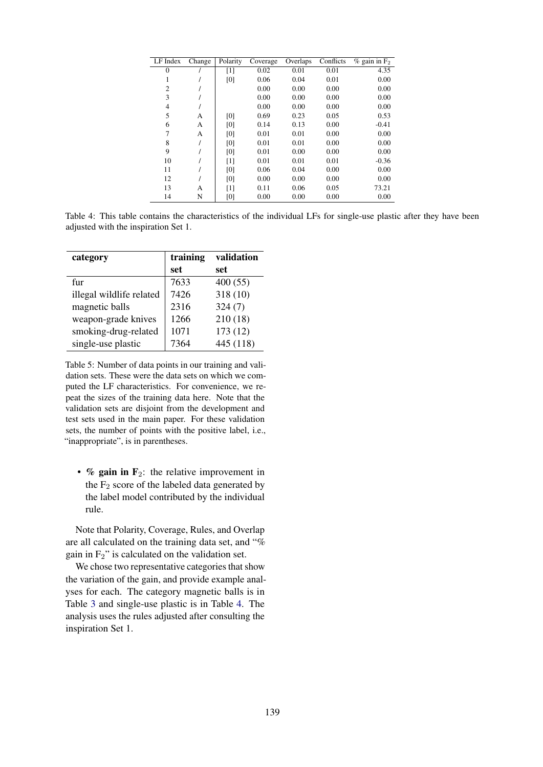| LF Index | Change | Polarity | Coverage | Overlaps | Conflicts | % gain in $F_2$ |
|---|---|---|---|---|---|---|
| 0 | / | [1] | 0.02 | 0.01 | 0.01 | 4.35 |
| 1 | / | [0] | 0.06 | 0.04 | 0.01 | 0.00 |
| 2 | / | | 0.00 | 0.00 | 0.00 | 0.00 |
| 3 | / | | 0.00 | 0.00 | 0.00 | 0.00 |
| 4 | / | | 0.00 | 0.00 | 0.00 | 0.00 |
| 5 | A | [0] | 0.69 | 0.23 | 0.05 | 0.53 |
| 6 | A | [0] | 0.14 | 0.13 | 0.00 | -0.41 |
| 7 | A | [0] | 0.01 | 0.01 | 0.00 | 0.00 |
| 8 | / | [0] | 0.01 | 0.01 | 0.00 | 0.00 |
| 9 | / | [0] | 0.01 | 0.00 | 0.00 | 0.00 |
| 10 | / | [1] | 0.01 | 0.01 | 0.01 | -0.36 |
| 11 | / | [0] | 0.06 | 0.04 | 0.00 | 0.00 |
| 12 | / | [0] | 0.00 | 0.00 | 0.00 | 0.00 |
| 13 | A | [1] | 0.11 | 0.06 | 0.05 | 73.21 |
| 14 | N | [0] | 0.00 | 0.00 | 0.00 | 0.00 |

Table 4: This table contains the characteristics of the individual LFs for single-use plastic after they have been adjusted with the inspiration Set 1.

| **category** | **training set** | **validation set** |
|---|---|---|
| fur | 7633 | 400 (55) |
| illegal wildlife related | 7426 | 318 (10) |
| magnetic balls | 2316 | 324 (7) |
| weapon-grade knives | 1266 | 210 (18) |
| smoking-drug-related | 1071 | 173 (12) |
| single-use plastic | 7364 | 445 (118) |

Table 5: Number of data points in our training and validation sets. These were the data sets on which we computed the LF characteristics. For convenience, we repeat the sizes of the training data here. Note that the validation sets are disjoint from the development and test sets used in the main paper. For these validation sets, the number of points with the positive label, i.e., "inappropriate", is in parentheses.

- **% gain in $F_2$**: the relative improvement in the $F_2$ score of the labeled data generated by the label model contributed by the individual rule.

Note that Polarity, Coverage, Rules, and Overlap are all calculated on the training data set, and "% gain in $F_2$" is calculated on the validation set.

We chose two representative categories that show the variation of the gain, and provide example analyses for each. The category magnetic balls is in Table 3 and single-use plastic is in Table 4. The analysis uses the rules adjusted after consulting the inspiration Set 1.